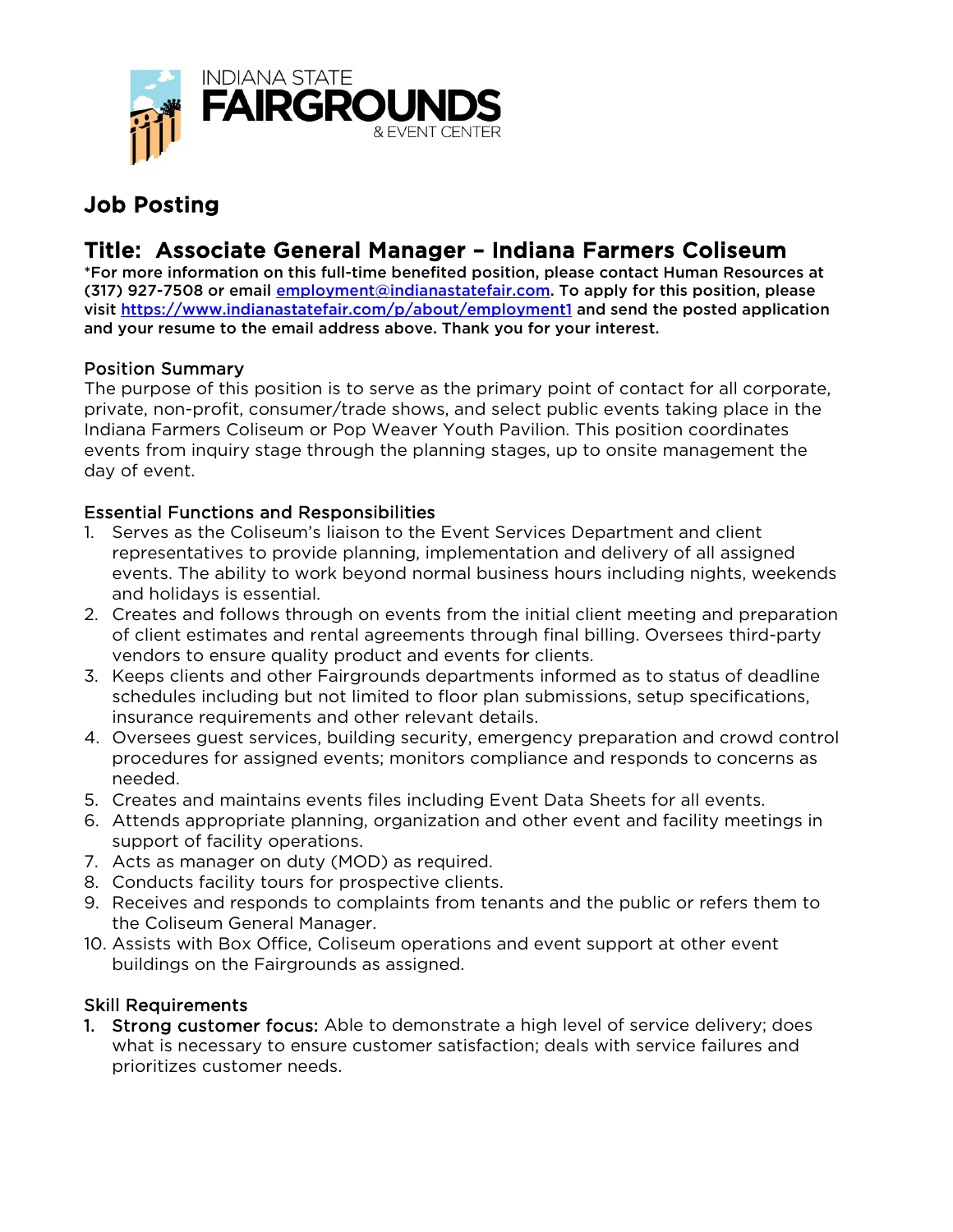INDIANA STATE
FAIRGROUNDS
& EVENT CENTER

## Job Posting

## Title: Associate General Manager – Indiana Farmers Coliseum

**\*For more information on this full-time benefited position, please contact Human Resources at (317) 927-7508 or email [employment@indianastatefair.com](mailto:employment@indianastatefair.com). To apply for this position, please visit [https://www.indianastatefair.com/p/about/employment1](https://www.indianastatefair.com/p/about/employment1) and send the posted application and your resume to the email address above. Thank you for your interest.**

### Position Summary

The purpose of this position is to serve as the primary point of contact for all corporate, private, non-profit, consumer/trade shows, and select public events taking place in the Indiana Farmers Coliseum or Pop Weaver Youth Pavilion. This position coordinates events from inquiry stage through the planning stages, up to onsite management the day of event.

### Essential Functions and Responsibilities

1. Serves as the Coliseum's liaison to the Event Services Department and client representatives to provide planning, implementation and delivery of all assigned events. The ability to work beyond normal business hours including nights, weekends and holidays is essential.
2. Creates and follows through on events from the initial client meeting and preparation of client estimates and rental agreements through final billing. Oversees third-party vendors to ensure quality product and events for clients.
3. Keeps clients and other Fairgrounds departments informed as to status of deadline schedules including but not limited to floor plan submissions, setup specifications, insurance requirements and other relevant details.
4. Oversees guest services, building security, emergency preparation and crowd control procedures for assigned events; monitors compliance and responds to concerns as needed.
5. Creates and maintains events files including Event Data Sheets for all events.
6. Attends appropriate planning, organization and other event and facility meetings in support of facility operations.
7. Acts as manager on duty (MOD) as required.
8. Conducts facility tours for prospective clients.
9. Receives and responds to complaints from tenants and the public or refers them to the Coliseum General Manager.
10. Assists with Box Office, Coliseum operations and event support at other event buildings on the Fairgrounds as assigned.

### Skill Requirements

1. Strong customer focus: Able to demonstrate a high level of service delivery; does what is necessary to ensure customer satisfaction; deals with service failures and prioritizes customer needs.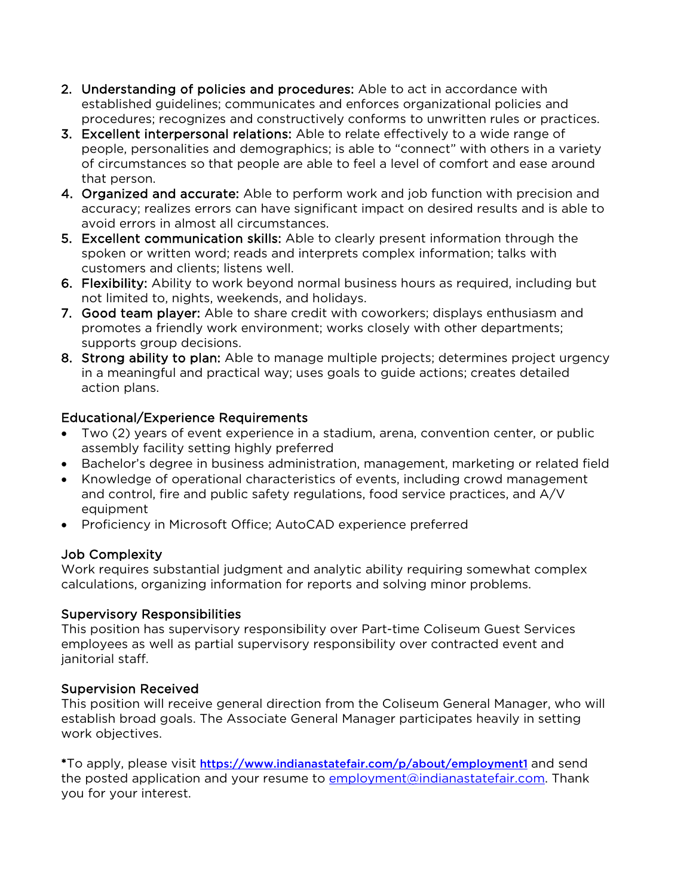2. **Understanding of policies and procedures:** Able to act in accordance with established guidelines; communicates and enforces organizational policies and procedures; recognizes and constructively conforms to unwritten rules or practices.
3. **Excellent interpersonal relations:** Able to relate effectively to a wide range of people, personalities and demographics; is able to "connect" with others in a variety of circumstances so that people are able to feel a level of comfort and ease around that person.
4. **Organized and accurate:** Able to perform work and job function with precision and accuracy; realizes errors can have significant impact on desired results and is able to avoid errors in almost all circumstances.
5. **Excellent communication skills:** Able to clearly present information through the spoken or written word; reads and interprets complex information; talks with customers and clients; listens well.
6. **Flexibility:** Ability to work beyond normal business hours as required, including but not limited to, nights, weekends, and holidays.
7. **Good team player:** Able to share credit with coworkers; displays enthusiasm and promotes a friendly work environment; works closely with other departments; supports group decisions.
8. **Strong ability to plan:** Able to manage multiple projects; determines project urgency in a meaningful and practical way; uses goals to guide actions; creates detailed action plans.

## Educational/Experience Requirements

- Two (2) years of event experience in a stadium, arena, convention center, or public assembly facility setting highly preferred
- Bachelor's degree in business administration, management, marketing or related field
- Knowledge of operational characteristics of events, including crowd management and control, fire and public safety regulations, food service practices, and A/V equipment
- Proficiency in Microsoft Office; AutoCAD experience preferred

## Job Complexity

Work requires substantial judgment and analytic ability requiring somewhat complex calculations, organizing information for reports and solving minor problems.

## Supervisory Responsibilities

This position has supervisory responsibility over Part-time Coliseum Guest Services employees as well as partial supervisory responsibility over contracted event and janitorial staff.

## Supervision Received

This position will receive general direction from the Coliseum General Manager, who will establish broad goals. The Associate General Manager participates heavily in setting work objectives.

***To apply, please visit https://www.indianastatefair.com/p/about/employment1 and send the posted application and your resume to employment@indianastatefair.com. Thank you for your interest.